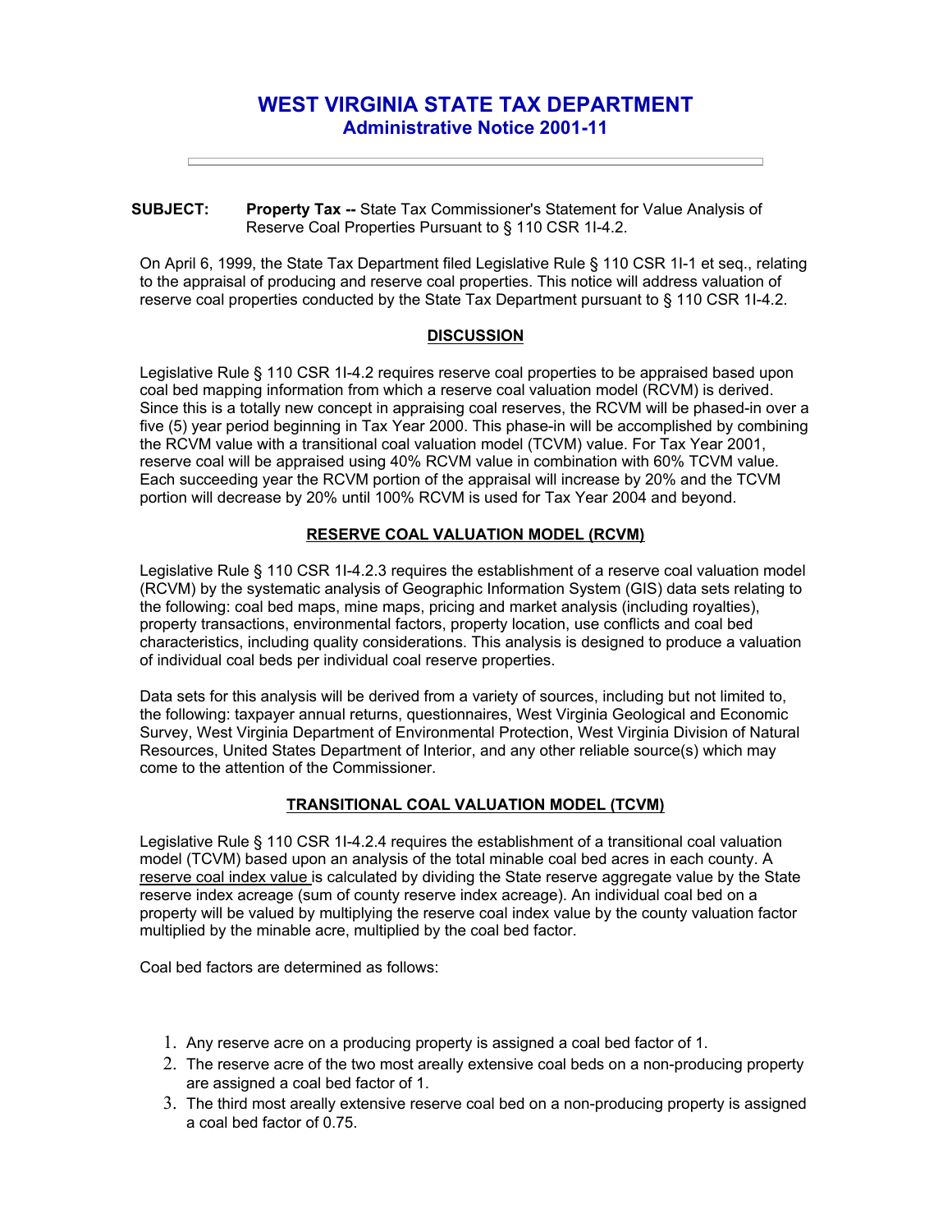# WEST VIRGINIA STATE TAX DEPARTMENT

## Administrative Notice 2001-11

**SUBJECT:** **Property Tax --** State Tax Commissioner's Statement for Value Analysis of Reserve Coal Properties Pursuant to § 110 CSR 1I-4.2.

On April 6, 1999, the State Tax Department filed Legislative Rule § 110 CSR 1I-1 et seq., relating to the appraisal of producing and reserve coal properties. This notice will address valuation of reserve coal properties conducted by the State Tax Department pursuant to § 110 CSR 1I-4.2.

### DISCUSSION

Legislative Rule § 110 CSR 1I-4.2 requires reserve coal properties to be appraised based upon coal bed mapping information from which a reserve coal valuation model (RCVM) is derived. Since this is a totally new concept in appraising coal reserves, the RCVM will be phased-in over a five (5) year period beginning in Tax Year 2000. This phase-in will be accomplished by combining the RCVM value with a transitional coal valuation model (TCVM) value. For Tax Year 2001, reserve coal will be appraised using 40% RCVM value in combination with 60% TCVM value. Each succeeding year the RCVM portion of the appraisal will increase by 20% and the TCVM portion will decrease by 20% until 100% RCVM is used for Tax Year 2004 and beyond.

### RESERVE COAL VALUATION MODEL (RCVM)

Legislative Rule § 110 CSR 1I-4.2.3 requires the establishment of a reserve coal valuation model (RCVM) by the systematic analysis of Geographic Information System (GIS) data sets relating to the following: coal bed maps, mine maps, pricing and market analysis (including royalties), property transactions, environmental factors, property location, use conflicts and coal bed characteristics, including quality considerations. This analysis is designed to produce a valuation of individual coal beds per individual coal reserve properties.

Data sets for this analysis will be derived from a variety of sources, including but not limited to, the following: taxpayer annual returns, questionnaires, West Virginia Geological and Economic Survey, West Virginia Department of Environmental Protection, West Virginia Division of Natural Resources, United States Department of Interior, and any other reliable source(s) which may come to the attention of the Commissioner.

### TRANSITIONAL COAL VALUATION MODEL (TCVM)

Legislative Rule § 110 CSR 1I-4.2.4 requires the establishment of a transitional coal valuation model (TCVM) based upon an analysis of the total minable coal bed acres in each county. A reserve coal index value is calculated by dividing the State reserve aggregate value by the State reserve index acreage (sum of county reserve index acreage). An individual coal bed on a property will be valued by multiplying the reserve coal index value by the county valuation factor multiplied by the minable acre, multiplied by the coal bed factor.

Coal bed factors are determined as follows:

1. Any reserve acre on a producing property is assigned a coal bed factor of 1.
2. The reserve acre of the two most areally extensive coal beds on a non-producing property are assigned a coal bed factor of 1.
3. The third most areally extensive reserve coal bed on a non-producing property is assigned a coal bed factor of 0.75.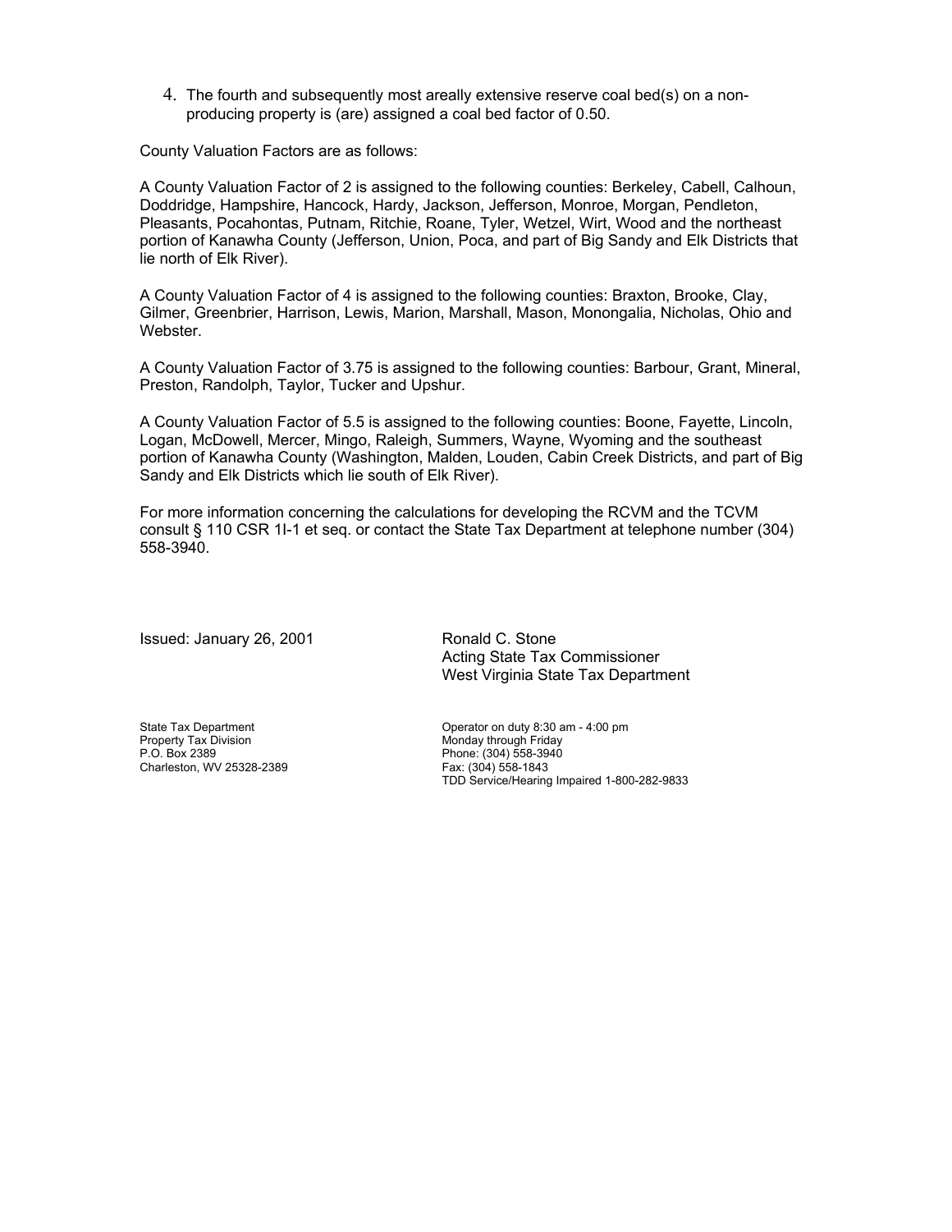4. The fourth and subsequently most areally extensive reserve coal bed(s) on a non-producing property is (are) assigned a coal bed factor of 0.50.

County Valuation Factors are as follows:

A County Valuation Factor of 2 is assigned to the following counties: Berkeley, Cabell, Calhoun, Doddridge, Hampshire, Hancock, Hardy, Jackson, Jefferson, Monroe, Morgan, Pendleton, Pleasants, Pocahontas, Putnam, Ritchie, Roane, Tyler, Wetzel, Wirt, Wood and the northeast portion of Kanawha County (Jefferson, Union, Poca, and part of Big Sandy and Elk Districts that lie north of Elk River).

A County Valuation Factor of 4 is assigned to the following counties: Braxton, Brooke, Clay, Gilmer, Greenbrier, Harrison, Lewis, Marion, Marshall, Mason, Monongalia, Nicholas, Ohio and Webster.

A County Valuation Factor of 3.75 is assigned to the following counties: Barbour, Grant, Mineral, Preston, Randolph, Taylor, Tucker and Upshur.

A County Valuation Factor of 5.5 is assigned to the following counties: Boone, Fayette, Lincoln, Logan, McDowell, Mercer, Mingo, Raleigh, Summers, Wayne, Wyoming and the southeast portion of Kanawha County (Washington, Malden, Louden, Cabin Creek Districts, and part of Big Sandy and Elk Districts which lie south of Elk River).

For more information concerning the calculations for developing the RCVM and the TCVM consult § 110 CSR 1I-1 et seq. or contact the State Tax Department at telephone number (304) 558-3940.

Issued: January 26, 2001

Ronald C. Stone
Acting State Tax Commissioner
West Virginia State Tax Department

State Tax Department
Property Tax Division
P.O. Box 2389
Charleston, WV 25328-2389

Operator on duty 8:30 am - 4:00 pm
Monday through Friday
Phone: (304) 558-3940
Fax: (304) 558-1843
TDD Service/Hearing Impaired 1-800-282-9833